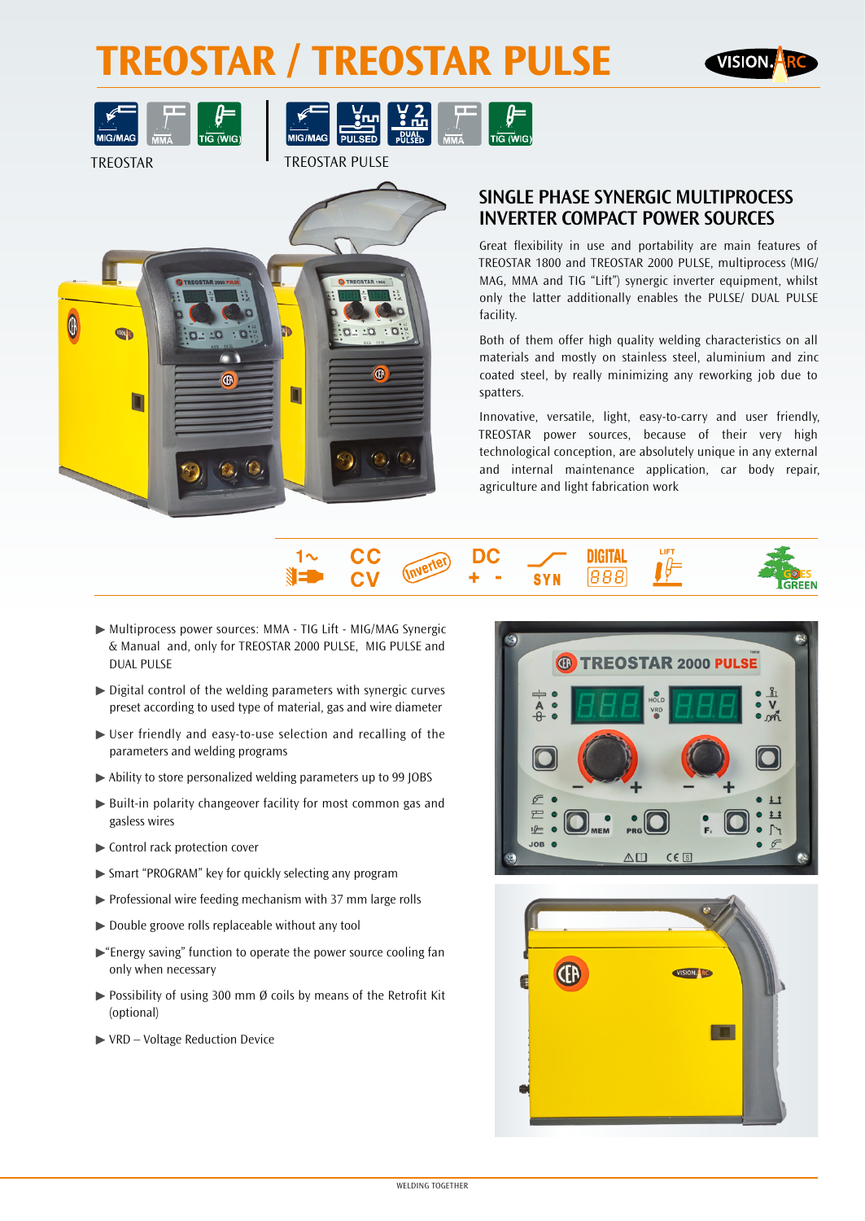# TREOSTAR / TREOSTAR PULSE

TREOSTAR: MIG/MAG · MMA · TIG (WIG)

TREOSTAR PULSE: MIG/MAG · PULSED · DUAL PULSED · MMA · TIG (WIG)

## SINGLE PHASE SYNERGIC MULTIPROCESS INVERTER COMPACT POWER SOURCES

Great flexibility in use and portability are main features of TREOSTAR 1800 and TREOSTAR 2000 PULSE, multiprocess (MIG/ MAG, MMA and TIG "Lift") synergic inverter equipment, whilst only the latter additionally enables the PULSE/ DUAL PULSE facility.

Both of them offer high quality welding characteristics on all materials and mostly on stainless steel, aluminium and zinc coated steel, by really minimizing any reworking job due to spatters.

Innovative, versatile, light, easy-to-carry and user friendly, TREOSTAR power sources, because of their very high technological conception, are absolutely unique in any external and internal maintenance application, car body repair, agriculture and light fabrication work

- ▶ Multiprocess power sources: MMA - TIG Lift - MIG/MAG Synergic & Manual and, only for TREOSTAR 2000 PULSE, MIG PULSE and DUAL PULSE
- ▶ Digital control of the welding parameters with synergic curves preset according to used type of material, gas and wire diameter
- ▶ User friendly and easy-to-use selection and recalling of the parameters and welding programs
- ▶ Ability to store personalized welding parameters up to 99 JOBS
- ▶ Built-in polarity changeover facility for most common gas and gasless wires
- ▶ Control rack protection cover
- ▶ Smart "PROGRAM" key for quickly selecting any program
- ▶ Professional wire feeding mechanism with 37 mm large rolls
- ▶ Double groove rolls replaceable without any tool
- ▶ "Energy saving" function to operate the power source cooling fan only when necessary
- ▶ Possibility of using 300 mm Ø coils by means of the Retrofit Kit (optional)
- ▶ VRD – Voltage Reduction Device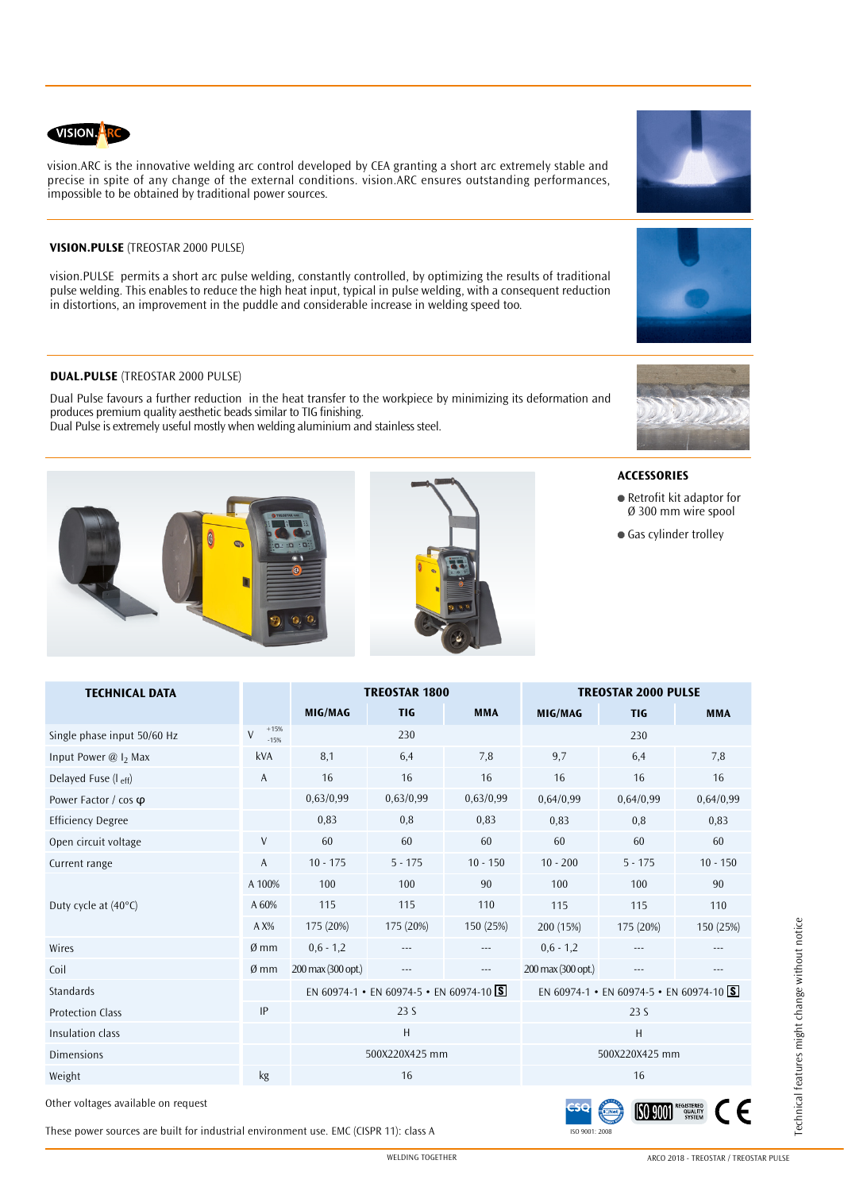## VISION.ARC

vision.ARC is the innovative welding arc control developed by CEA granting a short arc extremely stable and precise in spite of any change of the external conditions. vision.ARC ensures outstanding performances, impossible to be obtained by traditional power sources.

### VISION.PULSE (TREOSTAR 2000 PULSE)

vision.PULSE permits a short arc pulse welding, constantly controlled, by optimizing the results of traditional pulse welding. This enables to reduce the high heat input, typical in pulse welding, with a consequent reduction in distortions, an improvement in the puddle and considerable increase in welding speed too.

### DUAL.PULSE (TREOSTAR 2000 PULSE)

Dual Pulse favours a further reduction in the heat transfer to the workpiece by minimizing its deformation and produces premium quality aesthetic beads similar to TIG finishing.
Dual Pulse is extremely useful mostly when welding aluminium and stainless steel.

### ACCESSORIES

- Retrofit kit adaptor for Ø 300 mm wire spool
- Gas cylinder trolley

| TECHNICAL DATA | | TREOSTAR 1800 | | | TREOSTAR 2000 PULSE | | |
|---|---|---|---|---|---|---|---|
| | | MIG/MAG | TIG | MMA | MIG/MAG | TIG | MMA |
| Single phase input 50/60 Hz | V +15% -15% | 230 | | | 230 | | |
| Input Power @ $I_2$ Max | kVA | 8,1 | 6,4 | 7,8 | 9,7 | 6,4 | 7,8 |
| Delayed Fuse ($I_{eff}$) | A | 16 | 16 | 16 | 16 | 16 | 16 |
| Power Factor / cos φ | | 0,63/0,99 | 0,63/0,99 | 0,63/0,99 | 0,64/0,99 | 0,64/0,99 | 0,64/0,99 |
| Efficiency Degree | | 0,83 | 0,8 | 0,83 | 0,83 | 0,8 | 0,83 |
| Open circuit voltage | V | 60 | 60 | 60 | 60 | 60 | 60 |
| Current range | A | 10 - 175 | 5 - 175 | 10 - 150 | 10 - 200 | 5 - 175 | 10 - 150 |
| Duty cycle at (40°C) | A 100% | 100 | 100 | 90 | 100 | 100 | 90 |
| | A 60% | 115 | 115 | 110 | 115 | 115 | 110 |
| | A X% | 175 (20%) | 175 (20%) | 150 (25%) | 200 (15%) | 175 (20%) | 150 (25%) |
| Wires | Ø mm | 0,6 - 1,2 | --- | --- | 0,6 - 1,2 | --- | --- |
| Coil | Ø mm | 200 max (300 opt.) | --- | --- | 200 max (300 opt.) | --- | --- |
| Standards | | EN 60974-1 • EN 60974-5 • EN 60974-10 S | | | EN 60974-1 • EN 60974-5 • EN 60974-10 S | | |
| Protection Class | IP | 23 S | | | 23 S | | |
| Insulation class | | H | | | H | | |
| Dimensions | | 500X220X425 mm | | | 500X220X425 mm | | |
| Weight | kg | 16 | | | 16 | | |

Other voltages available on request

These power sources are built for industrial environment use. EMC (CISPR 11): class A

ISO 9001: 2008

Technical features might change without notice